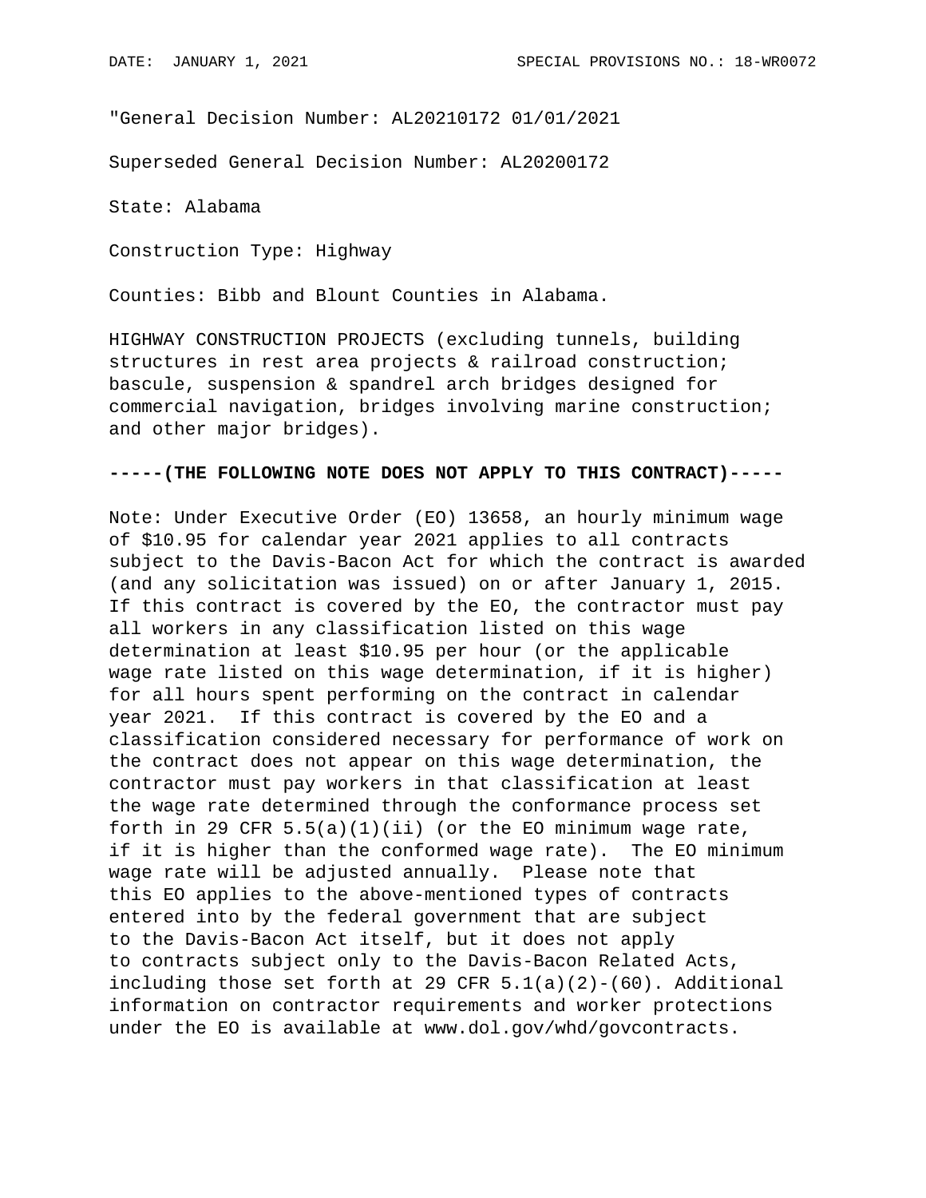"General Decision Number: AL20210172 01/01/2021

Superseded General Decision Number: AL20200172

State: Alabama

Construction Type: Highway

Counties: Bibb and Blount Counties in Alabama.

HIGHWAY CONSTRUCTION PROJECTS (excluding tunnels, building structures in rest area projects & railroad construction; bascule, suspension & spandrel arch bridges designed for commercial navigation, bridges involving marine construction; and other major bridges).

**-----(THE FOLLOWING NOTE DOES NOT APPLY TO THIS CONTRACT)-----**

Note: Under Executive Order (EO) 13658, an hourly minimum wage of $10.95 for calendar year 2021 applies to all contracts subject to the Davis-Bacon Act for which the contract is awarded (and any solicitation was issued) on or after January 1, 2015. If this contract is covered by the EO, the contractor must pay all workers in any classification listed on this wage determination at least $10.95 per hour (or the applicable wage rate listed on this wage determination, if it is higher) for all hours spent performing on the contract in calendar year 2021. If this contract is covered by the EO and a classification considered necessary for performance of work on the contract does not appear on this wage determination, the contractor must pay workers in that classification at least the wage rate determined through the conformance process set forth in 29 CFR 5.5(a)(1)(ii) (or the EO minimum wage rate, if it is higher than the conformed wage rate). The EO minimum wage rate will be adjusted annually. Please note that this EO applies to the above-mentioned types of contracts entered into by the federal government that are subject to the Davis-Bacon Act itself, but it does not apply to contracts subject only to the Davis-Bacon Related Acts, including those set forth at 29 CFR 5.1(a)(2)-(60). Additional information on contractor requirements and worker protections under the EO is available at www.dol.gov/whd/govcontracts.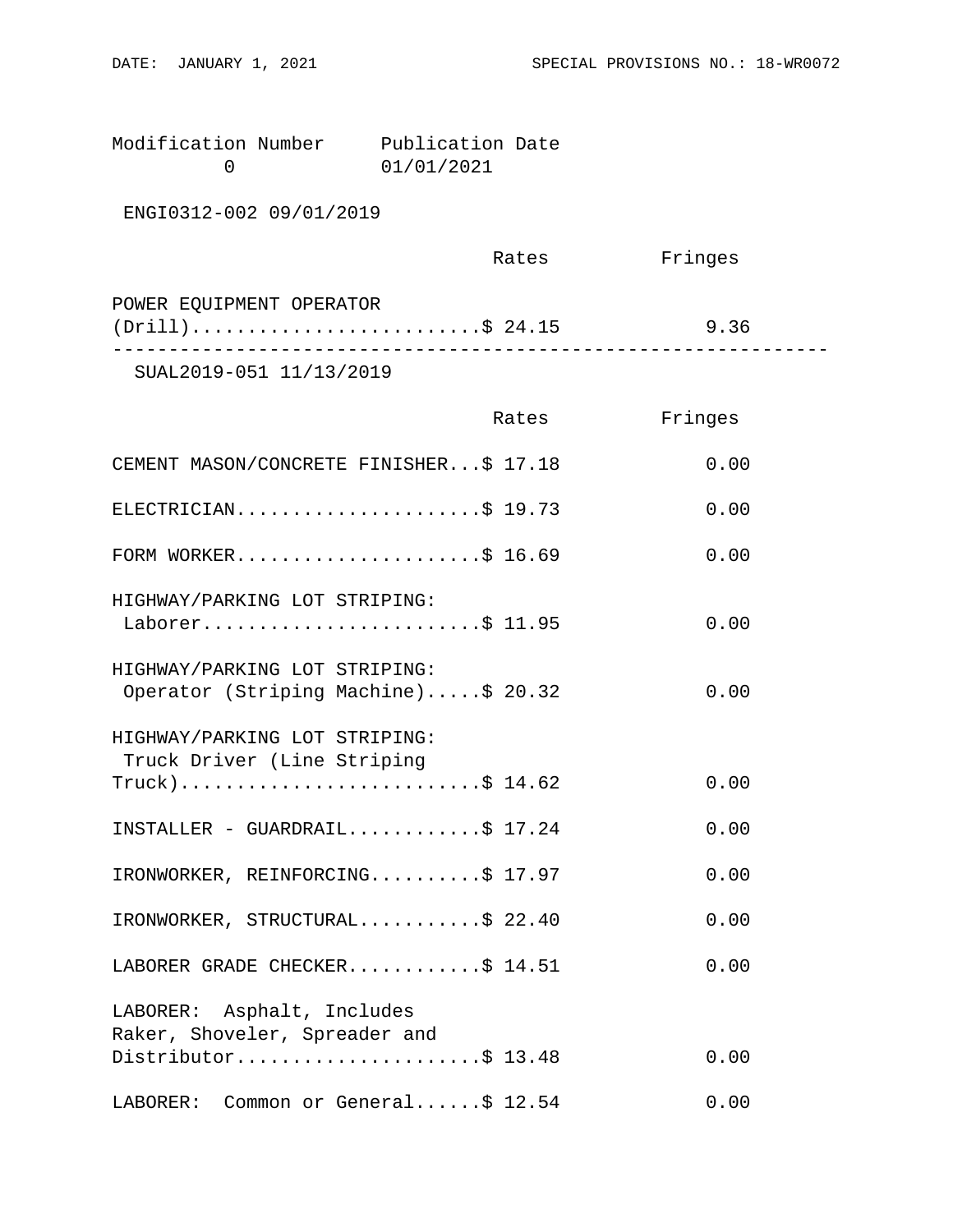Modification Number     Publication Date
0                       01/01/2021

ENGI0312-002 09/01/2019

| | Rates | Fringes |
|---|---|---|
| POWER EQUIPMENT OPERATOR (Drill) | $ 24.15 | 9.36 |

---

SUAL2019-051 11/13/2019

| | Rates | Fringes |
|---|---|---|
| CEMENT MASON/CONCRETE FINISHER | $ 17.18 | 0.00 |
| ELECTRICIAN | $ 19.73 | 0.00 |
| FORM WORKER | $ 16.69 | 0.00 |
| HIGHWAY/PARKING LOT STRIPING: Laborer | $ 11.95 | 0.00 |
| HIGHWAY/PARKING LOT STRIPING: Operator (Striping Machine) | $ 20.32 | 0.00 |
| HIGHWAY/PARKING LOT STRIPING: Truck Driver (Line Striping Truck) | $ 14.62 | 0.00 |
| INSTALLER - GUARDRAIL | $ 17.24 | 0.00 |
| IRONWORKER, REINFORCING | $ 17.97 | 0.00 |
| IRONWORKER, STRUCTURAL | $ 22.40 | 0.00 |
| LABORER GRADE CHECKER | $ 14.51 | 0.00 |
| LABORER: Asphalt, Includes Raker, Shoveler, Spreader and Distributor | $ 13.48 | 0.00 |
| LABORER: Common or General | $ 12.54 | 0.00 |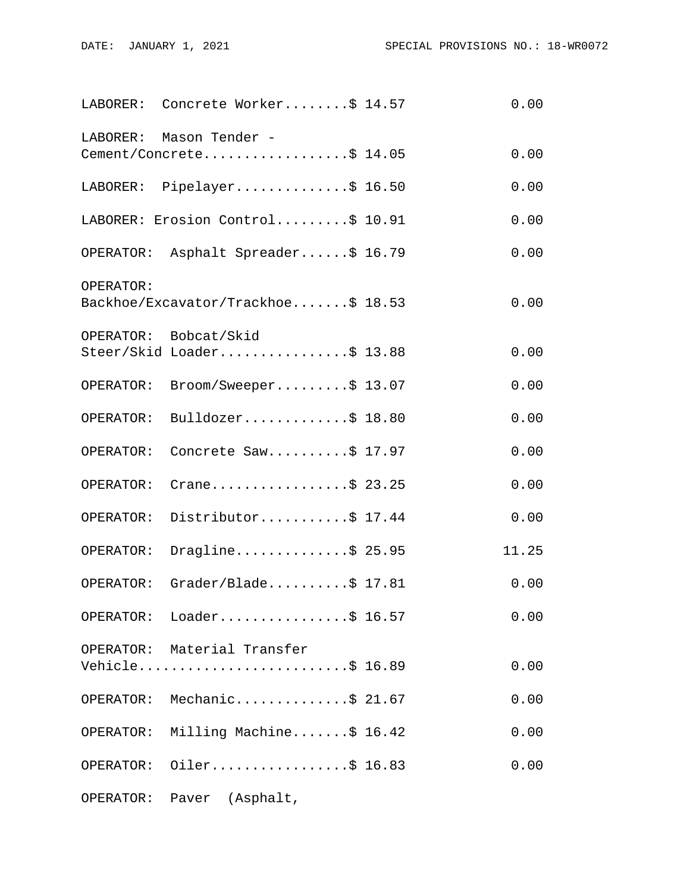```
LABORER:  Concrete Worker........$ 14.57            0.00

LABORER:  Mason Tender -
Cement/Concrete..................$ 14.05            0.00

LABORER:  Pipelayer..............$ 16.50            0.00

LABORER: Erosion Control.........$ 10.91            0.00

OPERATOR:  Asphalt Spreader......$ 16.79            0.00

OPERATOR:
Backhoe/Excavator/Trackhoe.......$ 18.53            0.00

OPERATOR:  Bobcat/Skid
Steer/Skid Loader................$ 13.88            0.00

OPERATOR:  Broom/Sweeper.........$ 13.07            0.00

OPERATOR:  Bulldozer.............$ 18.80            0.00

OPERATOR:  Concrete Saw..........$ 17.97            0.00

OPERATOR:  Crane.................$ 23.25            0.00

OPERATOR:  Distributor...........$ 17.44            0.00

OPERATOR:  Dragline..............$ 25.95           11.25

OPERATOR:  Grader/Blade..........$ 17.81            0.00

OPERATOR:  Loader................$ 16.57            0.00

OPERATOR:  Material Transfer
Vehicle..........................$ 16.89            0.00

OPERATOR:  Mechanic..............$ 21.67            0.00

OPERATOR:  Milling Machine.......$ 16.42            0.00

OPERATOR:  Oiler.................$ 16.83            0.00

OPERATOR:  Paver  (Asphalt,
```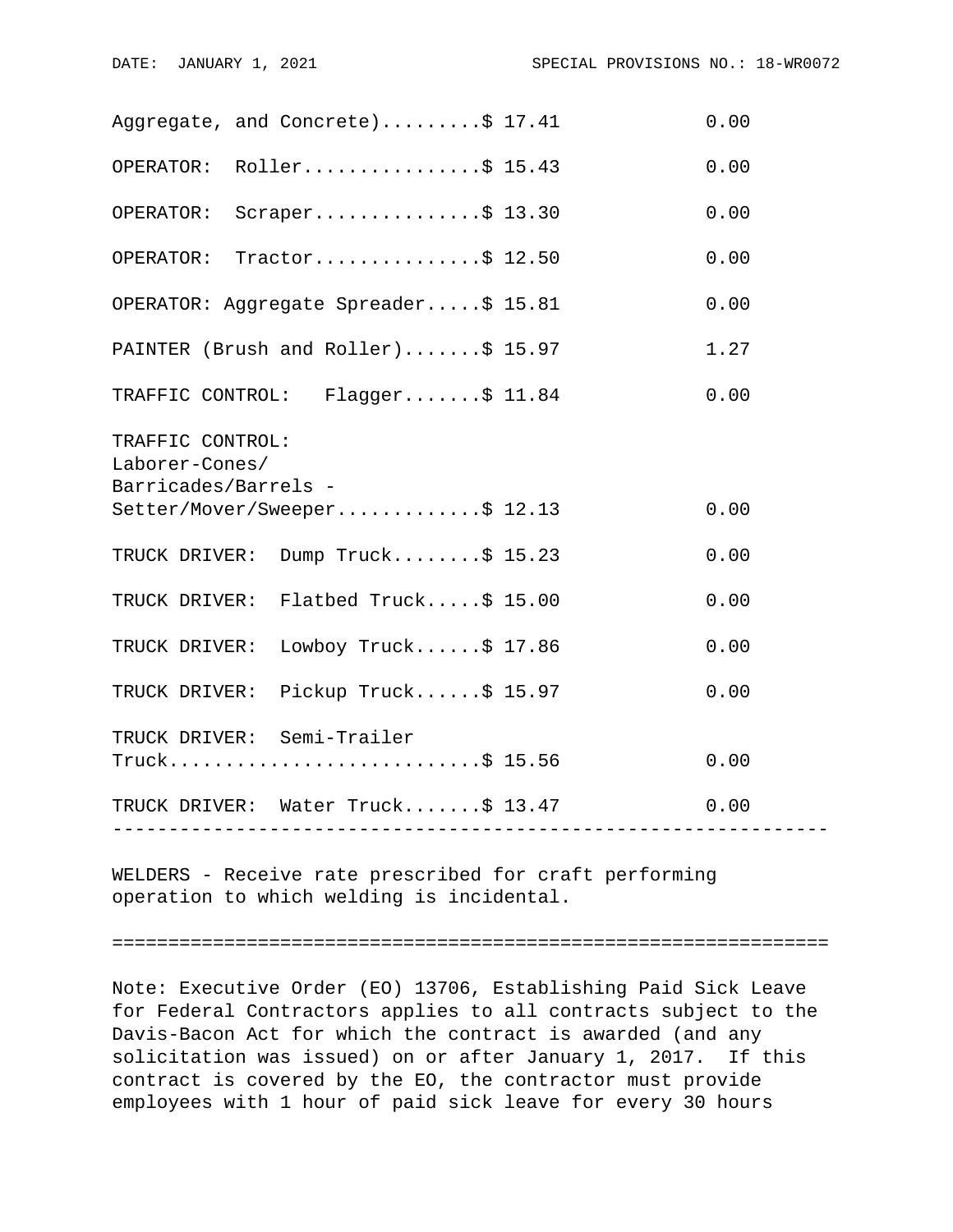| | Rates | Fringes |
|---|---|---|
| Aggregate, and Concrete) | $ 17.41 | 0.00 |
| OPERATOR: Roller | $ 15.43 | 0.00 |
| OPERATOR: Scraper | $ 13.30 | 0.00 |
| OPERATOR: Tractor | $ 12.50 | 0.00 |
| OPERATOR: Aggregate Spreader | $ 15.81 | 0.00 |
| PAINTER (Brush and Roller) | $ 15.97 | 1.27 |
| TRAFFIC CONTROL: Flagger | $ 11.84 | 0.00 |
| TRAFFIC CONTROL: Laborer-Cones/ Barricades/Barrels - Setter/Mover/Sweeper | $ 12.13 | 0.00 |
| TRUCK DRIVER: Dump Truck | $ 15.23 | 0.00 |
| TRUCK DRIVER: Flatbed Truck | $ 15.00 | 0.00 |
| TRUCK DRIVER: Lowboy Truck | $ 17.86 | 0.00 |
| TRUCK DRIVER: Pickup Truck | $ 15.97 | 0.00 |
| TRUCK DRIVER: Semi-Trailer Truck | $ 15.56 | 0.00 |
| TRUCK DRIVER: Water Truck | $ 13.47 | 0.00 |

---

WELDERS - Receive rate prescribed for craft performing operation to which welding is incidental.

================================================================

Note: Executive Order (EO) 13706, Establishing Paid Sick Leave for Federal Contractors applies to all contracts subject to the Davis-Bacon Act for which the contract is awarded (and any solicitation was issued) on or after January 1, 2017. If this contract is covered by the EO, the contractor must provide employees with 1 hour of paid sick leave for every 30 hours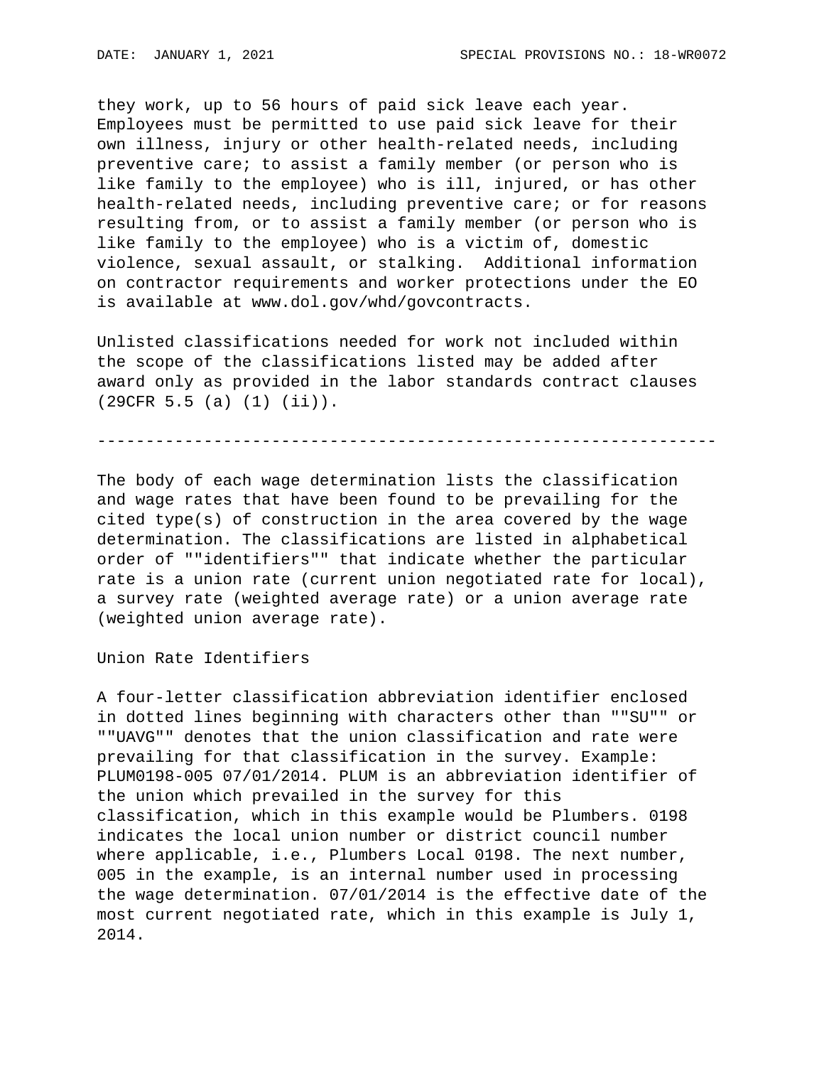they work, up to 56 hours of paid sick leave each year. Employees must be permitted to use paid sick leave for their own illness, injury or other health-related needs, including preventive care; to assist a family member (or person who is like family to the employee) who is ill, injured, or has other health-related needs, including preventive care; or for reasons resulting from, or to assist a family member (or person who is like family to the employee) who is a victim of, domestic violence, sexual assault, or stalking.  Additional information on contractor requirements and worker protections under the EO is available at www.dol.gov/whd/govcontracts.

Unlisted classifications needed for work not included within the scope of the classifications listed may be added after award only as provided in the labor standards contract clauses (29CFR 5.5 (a) (1) (ii)).

----------------------------------------------------------------

The body of each wage determination lists the classification and wage rates that have been found to be prevailing for the cited type(s) of construction in the area covered by the wage determination. The classifications are listed in alphabetical order of ""identifiers"" that indicate whether the particular rate is a union rate (current union negotiated rate for local), a survey rate (weighted average rate) or a union average rate (weighted union average rate).

Union Rate Identifiers

A four-letter classification abbreviation identifier enclosed in dotted lines beginning with characters other than ""SU"" or ""UAVG"" denotes that the union classification and rate were prevailing for that classification in the survey. Example: PLUM0198-005 07/01/2014. PLUM is an abbreviation identifier of the union which prevailed in the survey for this classification, which in this example would be Plumbers. 0198 indicates the local union number or district council number where applicable, i.e., Plumbers Local 0198. The next number, 005 in the example, is an internal number used in processing the wage determination. 07/01/2014 is the effective date of the most current negotiated rate, which in this example is July 1, 2014.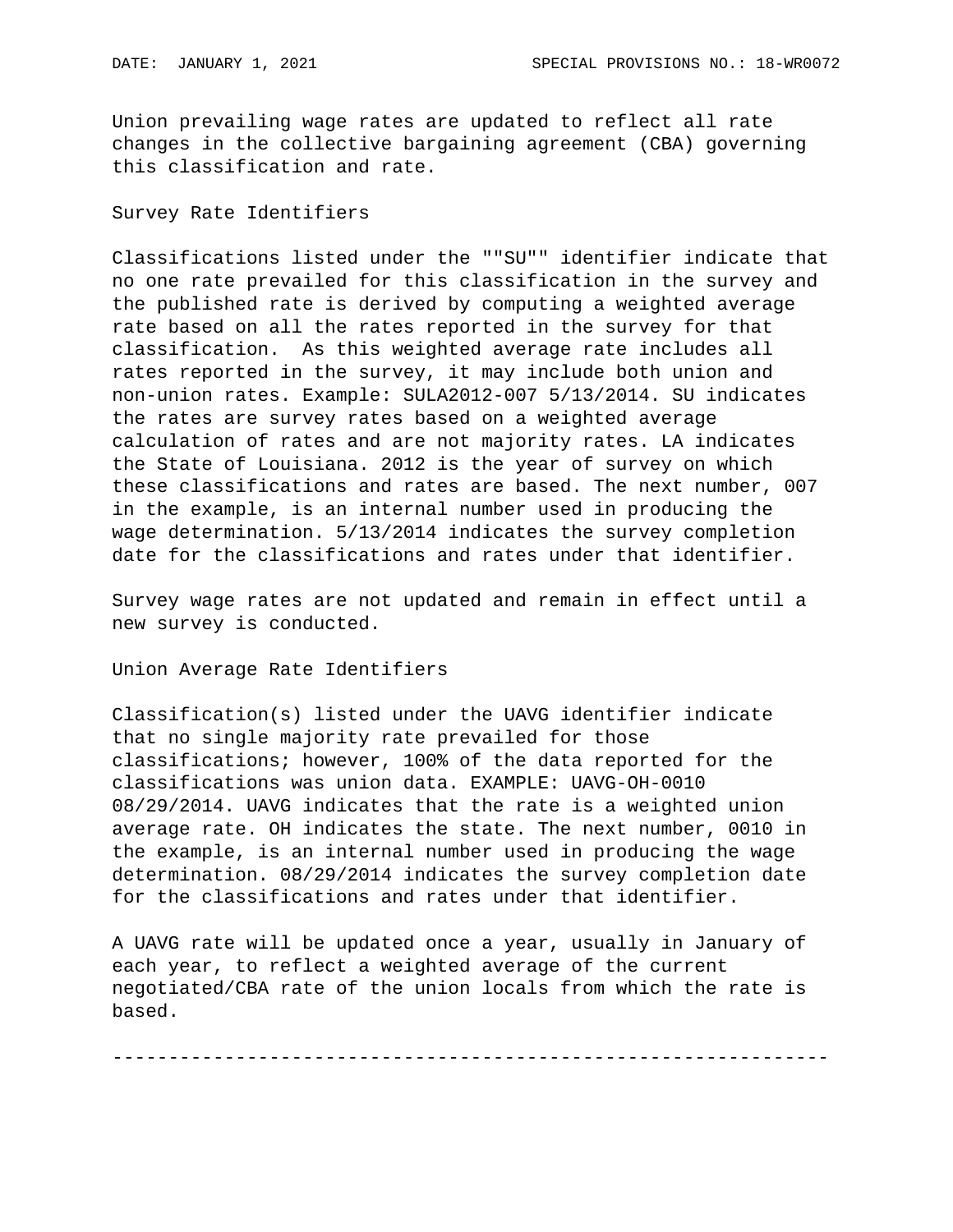Union prevailing wage rates are updated to reflect all rate changes in the collective bargaining agreement (CBA) governing this classification and rate.

Survey Rate Identifiers

Classifications listed under the ""SU"" identifier indicate that no one rate prevailed for this classification in the survey and the published rate is derived by computing a weighted average rate based on all the rates reported in the survey for that classification. As this weighted average rate includes all rates reported in the survey, it may include both union and non-union rates. Example: SULA2012-007 5/13/2014. SU indicates the rates are survey rates based on a weighted average calculation of rates and are not majority rates. LA indicates the State of Louisiana. 2012 is the year of survey on which these classifications and rates are based. The next number, 007 in the example, is an internal number used in producing the wage determination. 5/13/2014 indicates the survey completion date for the classifications and rates under that identifier.

Survey wage rates are not updated and remain in effect until a new survey is conducted.

Union Average Rate Identifiers

Classification(s) listed under the UAVG identifier indicate that no single majority rate prevailed for those classifications; however, 100% of the data reported for the classifications was union data. EXAMPLE: UAVG-OH-0010 08/29/2014. UAVG indicates that the rate is a weighted union average rate. OH indicates the state. The next number, 0010 in the example, is an internal number used in producing the wage determination. 08/29/2014 indicates the survey completion date for the classifications and rates under that identifier.

A UAVG rate will be updated once a year, usually in January of each year, to reflect a weighted average of the current negotiated/CBA rate of the union locals from which the rate is based.

----------------------------------------------------------------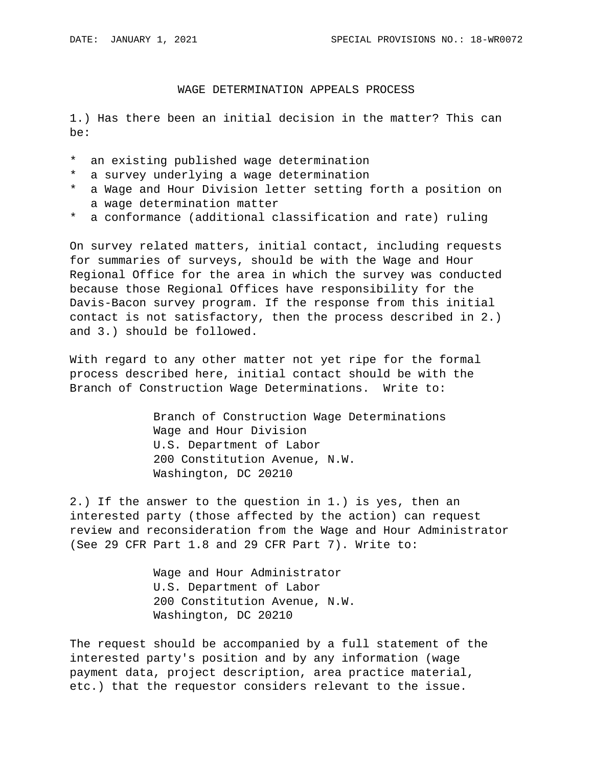DATE: JANUARY 1, 2021 SPECIAL PROVISIONS NO.: 18-WR0072

## WAGE DETERMINATION APPEALS PROCESS

1.) Has there been an initial decision in the matter? This can be:

* an existing published wage determination
* a survey underlying a wage determination
* a Wage and Hour Division letter setting forth a position on a wage determination matter
* a conformance (additional classification and rate) ruling

On survey related matters, initial contact, including requests for summaries of surveys, should be with the Wage and Hour Regional Office for the area in which the survey was conducted because those Regional Offices have responsibility for the Davis-Bacon survey program. If the response from this initial contact is not satisfactory, then the process described in 2.) and 3.) should be followed.

With regard to any other matter not yet ripe for the formal process described here, initial contact should be with the Branch of Construction Wage Determinations. Write to:

Branch of Construction Wage Determinations
Wage and Hour Division
U.S. Department of Labor
200 Constitution Avenue, N.W.
Washington, DC 20210

2.) If the answer to the question in 1.) is yes, then an interested party (those affected by the action) can request review and reconsideration from the Wage and Hour Administrator (See 29 CFR Part 1.8 and 29 CFR Part 7). Write to:

Wage and Hour Administrator
U.S. Department of Labor
200 Constitution Avenue, N.W.
Washington, DC 20210

The request should be accompanied by a full statement of the interested party's position and by any information (wage payment data, project description, area practice material, etc.) that the requestor considers relevant to the issue.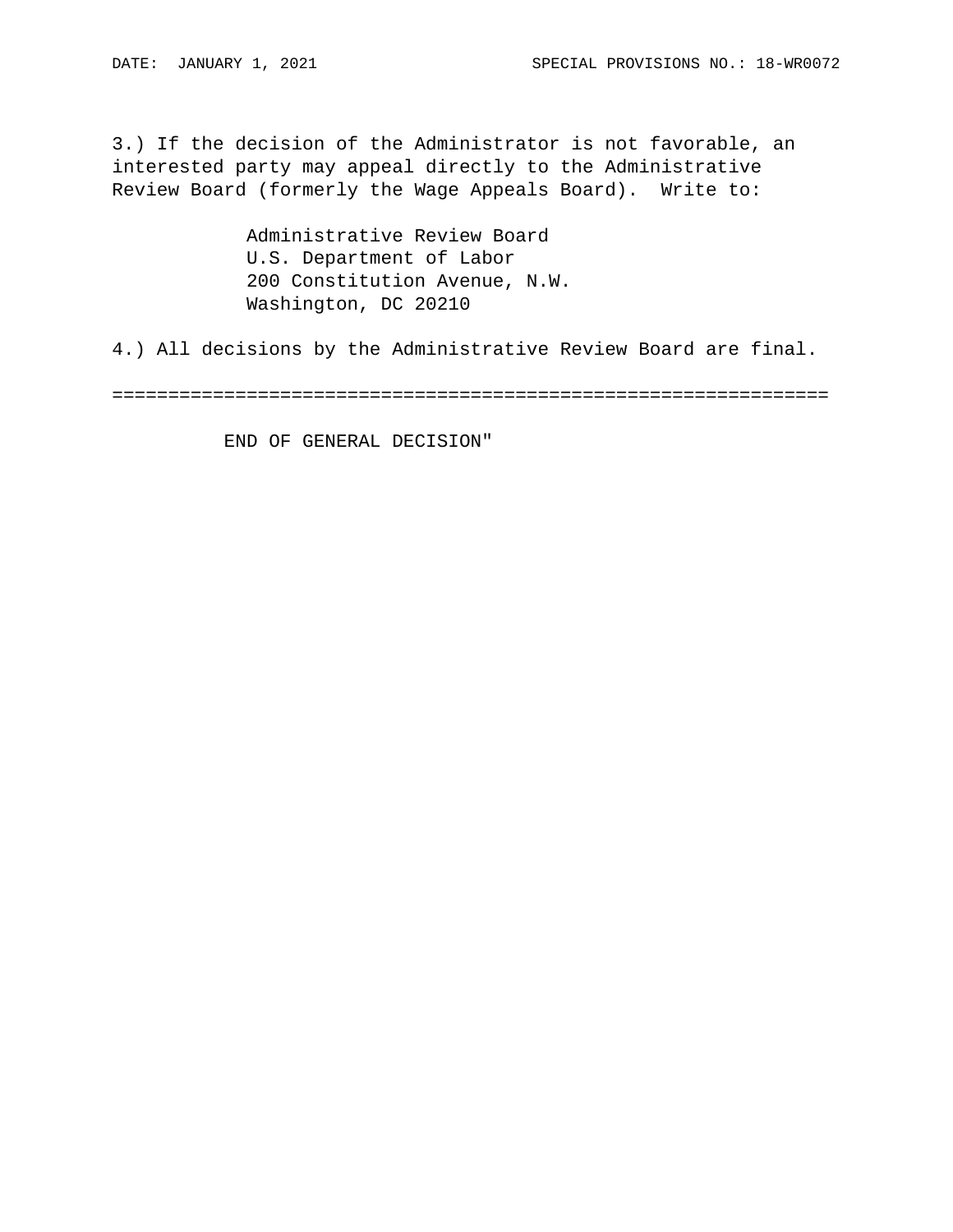3.) If the decision of the Administrator is not favorable, an interested party may appeal directly to the Administrative Review Board (formerly the Wage Appeals Board). Write to:

Administrative Review Board  
U.S. Department of Labor  
200 Constitution Avenue, N.W.  
Washington, DC 20210

4.) All decisions by the Administrative Review Board are final.

================================================================

END OF GENERAL DECISION"